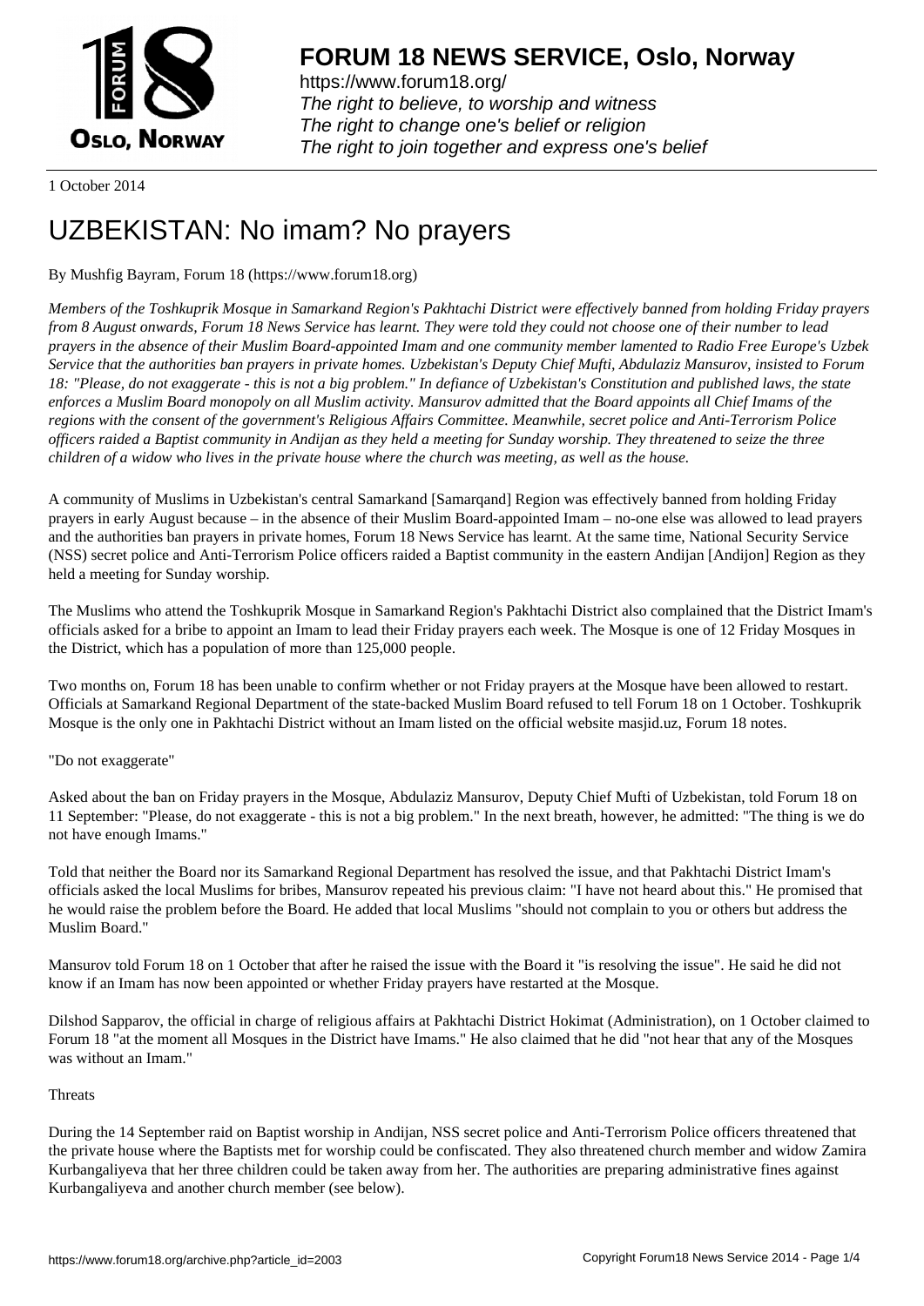1 October 2014

# UZBEKISTAN: No imam? No prayers

By Mushfig Bayram, Forum 18 (https://www.forum18.org)

*Members of the Toshkuprik Mosque in Samarkand Region's Pakhtachi District were effectively banned from holding Friday prayers from 8 August onwards, Forum 18 News Service has learnt. They were told they could not choose one of their number to lead prayers in the absence of their Muslim Board-appointed Imam and one community member lamented to Radio Free Europe's Uzbek Service that the authorities ban prayers in private homes. Uzbekistan's Deputy Chief Mufti, Abdulaziz Mansurov, insisted to Forum 18: "Please, do not exaggerate - this is not a big problem." In defiance of Uzbekistan's Constitution and published laws, the state enforces a Muslim Board monopoly on all Muslim activity. Mansurov admitted that the Board appoints all Chief Imams of the regions with the consent of the government's Religious Affairs Committee. Meanwhile, secret police and Anti-Terrorism Police officers raided a Baptist community in Andijan as they held a meeting for Sunday worship. They threatened to seize the three children of a widow who lives in the private house where the church was meeting, as well as the house.*

A community of Muslims in Uzbekistan's central Samarkand [Samarqand] Region was effectively banned from holding Friday prayers in early August because – in the absence of their Muslim Board-appointed Imam – no-one else was allowed to lead prayers and the authorities ban prayers in private homes, Forum 18 News Service has learnt. At the same time, National Security Service (NSS) secret police and Anti-Terrorism Police officers raided a Baptist community in the eastern Andijan [Andijon] Region as they held a meeting for Sunday worship.

The Muslims who attend the Toshkuprik Mosque in Samarkand Region's Pakhtachi District also complained that the District Imam's officials asked for a bribe to appoint an Imam to lead their Friday prayers each week. The Mosque is one of 12 Friday Mosques in the District, which has a population of more than 125,000 people.

Two months on, Forum 18 has been unable to confirm whether or not Friday prayers at the Mosque have been allowed to restart. Officials at Samarkand Regional Department of the state-backed Muslim Board refused to tell Forum 18 on 1 October. Toshkuprik Mosque is the only one in Pakhtachi District without an Imam listed on the official website masjid.uz, Forum 18 notes.

"Do not exaggerate"

Asked about the ban on Friday prayers in the Mosque, Abdulaziz Mansurov, Deputy Chief Mufti of Uzbekistan, told Forum 18 on 11 September: "Please, do not exaggerate - this is not a big problem." In the next breath, however, he admitted: "The thing is we do not have enough Imams."

Told that neither the Board nor its Samarkand Regional Department has resolved the issue, and that Pakhtachi District Imam's officials asked the local Muslims for bribes, Mansurov repeated his previous claim: "I have not heard about this." He promised that he would raise the problem before the Board. He added that local Muslims "should not complain to you or others but address the Muslim Board."

Mansurov told Forum 18 on 1 October that after he raised the issue with the Board it "is resolving the issue". He said he did not know if an Imam has now been appointed or whether Friday prayers have restarted at the Mosque.

Dilshod Sapparov, the official in charge of religious affairs at Pakhtachi District Hokimat (Administration), on 1 October claimed to Forum 18 "at the moment all Mosques in the District have Imams." He also claimed that he did "not hear that any of the Mosques was without an Imam."

Threats

During the 14 September raid on Baptist worship in Andijan, NSS secret police and Anti-Terrorism Police officers threatened that the private house where the Baptists met for worship could be confiscated. They also threatened church member and widow Zamira Kurbangaliyeva that her three children could be taken away from her. The authorities are preparing administrative fines against Kurbangaliyeva and another church member (see below).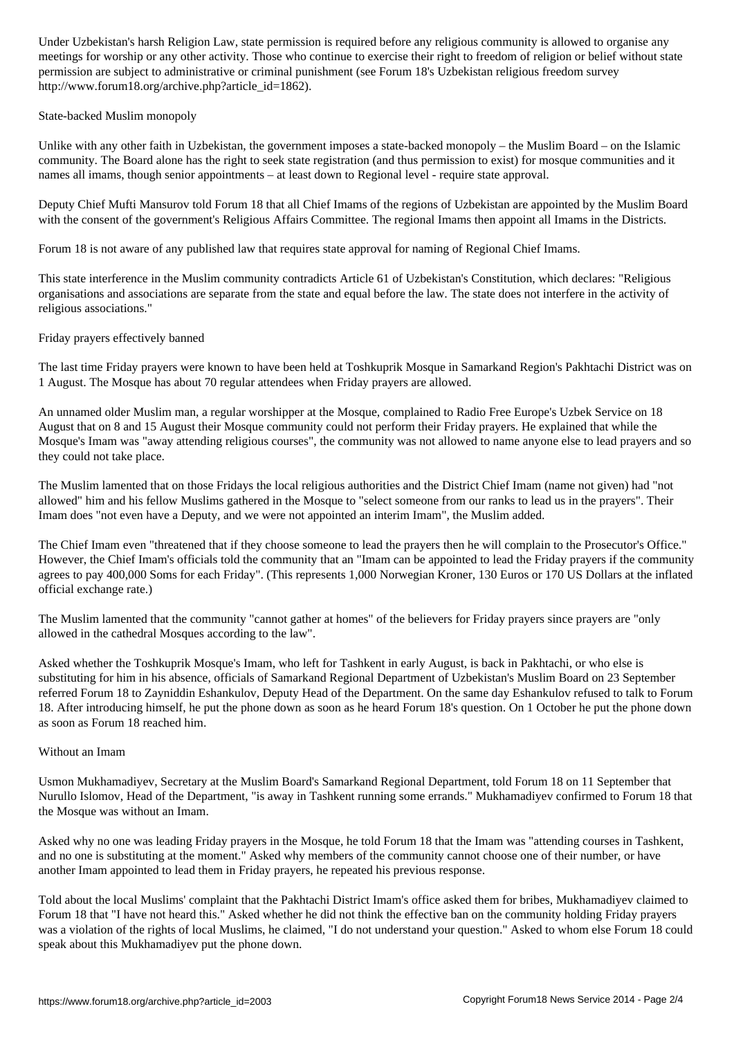Under Uzbekistan's harsh Religion Law, state permission is required before any religious community is allowed to organise any meetings for worship or any other activity. Those who continue to exercise their right to freedom of religion or belief without state permission are subject to administrative or criminal punishment (see Forum 18's Uzbekistan religious freedom survey http://www.forum18.org/archive.php?article_id=1862).

## State-backed Muslim monopoly

Unlike with any other faith in Uzbekistan, the government imposes a state-backed monopoly – the Muslim Board – on the Islamic community. The Board alone has the right to seek state registration (and thus permission to exist) for mosque communities and it names all imams, though senior appointments – at least down to Regional level - require state approval.

Deputy Chief Mufti Mansurov told Forum 18 that all Chief Imams of the regions of Uzbekistan are appointed by the Muslim Board with the consent of the government's Religious Affairs Committee. The regional Imams then appoint all Imams in the Districts.

Forum 18 is not aware of any published law that requires state approval for naming of Regional Chief Imams.

This state interference in the Muslim community contradicts Article 61 of Uzbekistan's Constitution, which declares: "Religious organisations and associations are separate from the state and equal before the law. The state does not interfere in the activity of religious associations."

## Friday prayers effectively banned

The last time Friday prayers were known to have been held at Toshkuprik Mosque in Samarkand Region's Pakhtachi District was on 1 August. The Mosque has about 70 regular attendees when Friday prayers are allowed.

An unnamed older Muslim man, a regular worshipper at the Mosque, complained to Radio Free Europe's Uzbek Service on 18 August that on 8 and 15 August their Mosque community could not perform their Friday prayers. He explained that while the Mosque's Imam was "away attending religious courses", the community was not allowed to name anyone else to lead prayers and so they could not take place.

The Muslim lamented that on those Fridays the local religious authorities and the District Chief Imam (name not given) had "not allowed" him and his fellow Muslims gathered in the Mosque to "select someone from our ranks to lead us in the prayers". Their Imam does "not even have a Deputy, and we were not appointed an interim Imam", the Muslim added.

The Chief Imam even "threatened that if they choose someone to lead the prayers then he will complain to the Prosecutor's Office." However, the Chief Imam's officials told the community that an "Imam can be appointed to lead the Friday prayers if the community agrees to pay 400,000 Soms for each Friday". (This represents 1,000 Norwegian Kroner, 130 Euros or 170 US Dollars at the inflated official exchange rate.)

The Muslim lamented that the community "cannot gather at homes" of the believers for Friday prayers since prayers are "only allowed in the cathedral Mosques according to the law".

Asked whether the Toshkuprik Mosque's Imam, who left for Tashkent in early August, is back in Pakhtachi, or who else is substituting for him in his absence, officials of Samarkand Regional Department of Uzbekistan's Muslim Board on 23 September referred Forum 18 to Zayniddin Eshankulov, Deputy Head of the Department. On the same day Eshankulov refused to talk to Forum 18. After introducing himself, he put the phone down as soon as he heard Forum 18's question. On 1 October he put the phone down as soon as Forum 18 reached him.

## Without an Imam

Usmon Mukhamadiyev, Secretary at the Muslim Board's Samarkand Regional Department, told Forum 18 on 11 September that Nurullo Islomov, Head of the Department, "is away in Tashkent running some errands." Mukhamadiyev confirmed to Forum 18 that the Mosque was without an Imam.

Asked why no one was leading Friday prayers in the Mosque, he told Forum 18 that the Imam was "attending courses in Tashkent, and no one is substituting at the moment." Asked why members of the community cannot choose one of their number, or have another Imam appointed to lead them in Friday prayers, he repeated his previous response.

Told about the local Muslims' complaint that the Pakhtachi District Imam's office asked them for bribes, Mukhamadiyev claimed to Forum 18 that "I have not heard this." Asked whether he did not think the effective ban on the community holding Friday prayers was a violation of the rights of local Muslims, he claimed, "I do not understand your question." Asked to whom else Forum 18 could speak about this Mukhamadiyev put the phone down.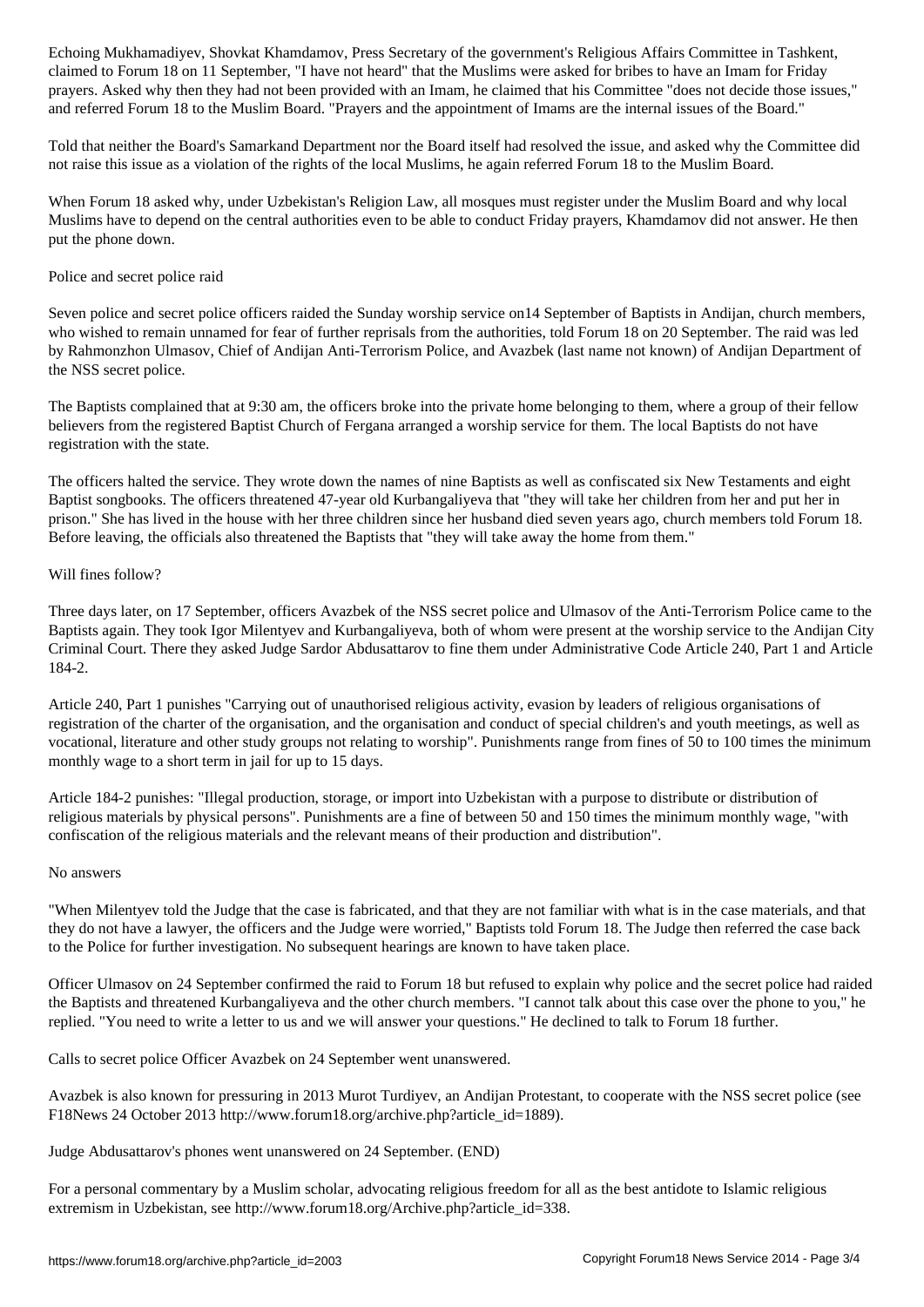Echoing Mukhamadiyev, Shovkat Khamdamov, Press Secretary of the government's Religious Affairs Committee in Tashkent, claimed to Forum 18 on 11 September, "I have not heard" that the Muslims were asked for bribes to have an Imam for Friday prayers. Asked why then they had not been provided with an Imam, he claimed that his Committee "does not decide those issues," and referred Forum 18 to the Muslim Board. "Prayers and the appointment of Imams are the internal issues of the Board."

Told that neither the Board's Samarkand Department nor the Board itself had resolved the issue, and asked why the Committee did not raise this issue as a violation of the rights of the local Muslims, he again referred Forum 18 to the Muslim Board.

When Forum 18 asked why, under Uzbekistan's Religion Law, all mosques must register under the Muslim Board and why local Muslims have to depend on the central authorities even to be able to conduct Friday prayers, Khamdamov did not answer. He then put the phone down.

## Police and secret police raid

Seven police and secret police officers raided the Sunday worship service on14 September of Baptists in Andijan, church members, who wished to remain unnamed for fear of further reprisals from the authorities, told Forum 18 on 20 September. The raid was led by Rahmonzhon Ulmasov, Chief of Andijan Anti-Terrorism Police, and Avazbek (last name not known) of Andijan Department of the NSS secret police.

The Baptists complained that at 9:30 am, the officers broke into the private home belonging to them, where a group of their fellow believers from the registered Baptist Church of Fergana arranged a worship service for them. The local Baptists do not have registration with the state.

The officers halted the service. They wrote down the names of nine Baptists as well as confiscated six New Testaments and eight Baptist songbooks. The officers threatened 47-year old Kurbangaliyeva that "they will take her children from her and put her in prison." She has lived in the house with her three children since her husband died seven years ago, church members told Forum 18. Before leaving, the officials also threatened the Baptists that "they will take away the home from them."

## Will fines follow?

Three days later, on 17 September, officers Avazbek of the NSS secret police and Ulmasov of the Anti-Terrorism Police came to the Baptists again. They took Igor Milentyev and Kurbangaliyeva, both of whom were present at the worship service to the Andijan City Criminal Court. There they asked Judge Sardor Abdusattarov to fine them under Administrative Code Article 240, Part 1 and Article 184-2.

Article 240, Part 1 punishes "Carrying out of unauthorised religious activity, evasion by leaders of religious organisations of registration of the charter of the organisation, and the organisation and conduct of special children's and youth meetings, as well as vocational, literature and other study groups not relating to worship". Punishments range from fines of 50 to 100 times the minimum monthly wage to a short term in jail for up to 15 days.

Article 184-2 punishes: "Illegal production, storage, or import into Uzbekistan with a purpose to distribute or distribution of religious materials by physical persons". Punishments are a fine of between 50 and 150 times the minimum monthly wage, "with confiscation of the religious materials and the relevant means of their production and distribution".

## No answers

"When Milentyev told the Judge that the case is fabricated, and that they are not familiar with what is in the case materials, and that they do not have a lawyer, the officers and the Judge were worried," Baptists told Forum 18. The Judge then referred the case back to the Police for further investigation. No subsequent hearings are known to have taken place.

Officer Ulmasov on 24 September confirmed the raid to Forum 18 but refused to explain why police and the secret police had raided the Baptists and threatened Kurbangaliyeva and the other church members. "I cannot talk about this case over the phone to you," he replied. "You need to write a letter to us and we will answer your questions." He declined to talk to Forum 18 further.

Calls to secret police Officer Avazbek on 24 September went unanswered.

Avazbek is also known for pressuring in 2013 Murot Turdiyev, an Andijan Protestant, to cooperate with the NSS secret police (see F18News 24 October 2013 http://www.forum18.org/archive.php?article_id=1889).

Judge Abdusattarov's phones went unanswered on 24 September. (END)

For a personal commentary by a Muslim scholar, advocating religious freedom for all as the best antidote to Islamic religious extremism in Uzbekistan, see http://www.forum18.org/Archive.php?article_id=338.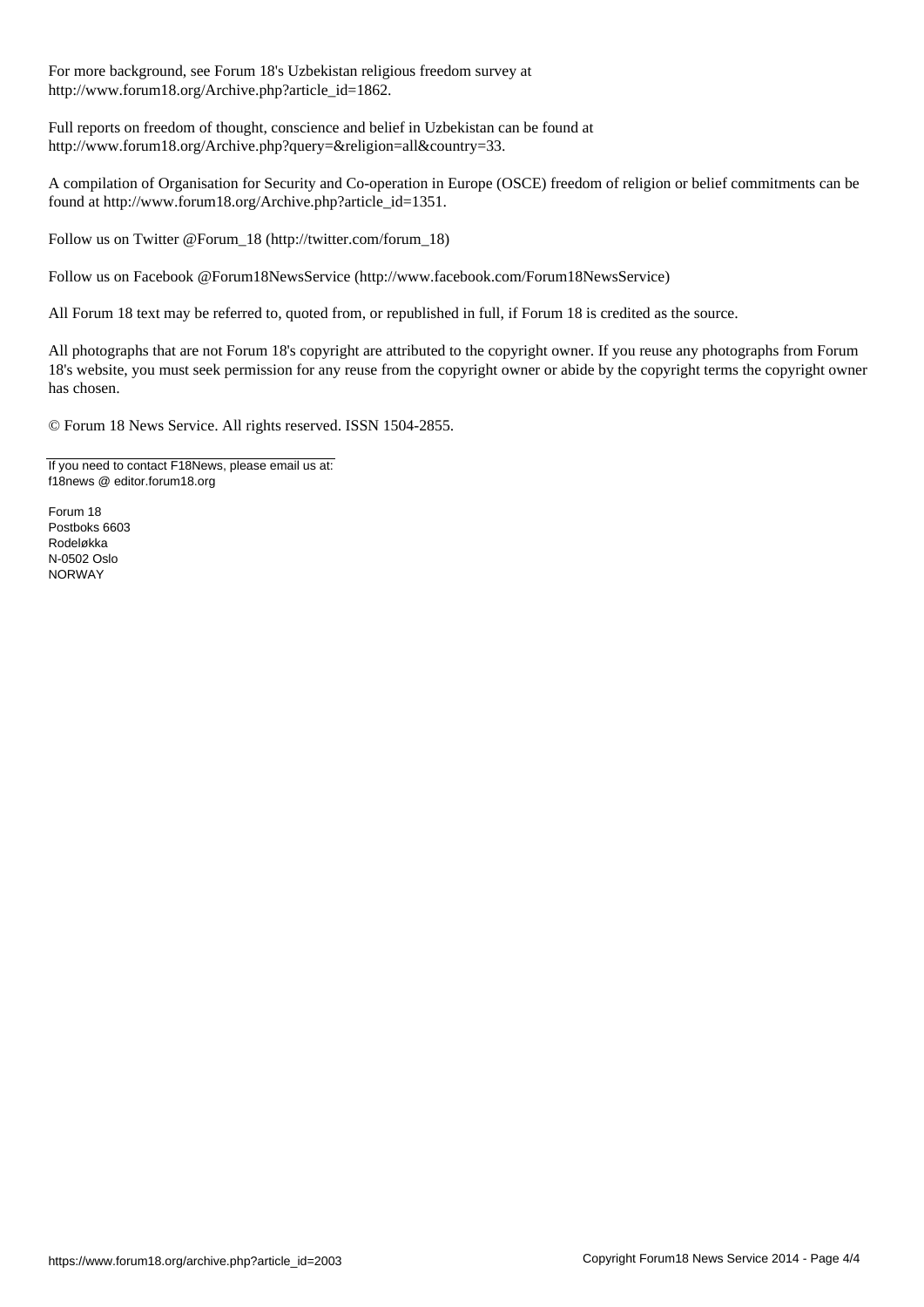For more background, see Forum 18's Uzbekistan religious freedom survey at http://www.forum18.org/Archive.php?article_id=1862.

Full reports on freedom of thought, conscience and belief in Uzbekistan can be found at http://www.forum18.org/Archive.php?query=&religion=all&country=33.

A compilation of Organisation for Security and Co-operation in Europe (OSCE) freedom of religion or belief commitments can be found at http://www.forum18.org/Archive.php?article_id=1351.

Follow us on Twitter @Forum_18 (http://twitter.com/forum_18)

Follow us on Facebook @Forum18NewsService (http://www.facebook.com/Forum18NewsService)

All Forum 18 text may be referred to, quoted from, or republished in full, if Forum 18 is credited as the source.

All photographs that are not Forum 18's copyright are attributed to the copyright owner. If you reuse any photographs from Forum 18's website, you must seek permission for any reuse from the copyright owner or abide by the copyright terms the copyright owner has chosen.

© Forum 18 News Service. All rights reserved. ISSN 1504-2855.

If you need to contact F18News, please email us at:
f18news @ editor.forum18.org

Forum 18
Postboks 6603
Rodeløkka
N-0502 Oslo
NORWAY